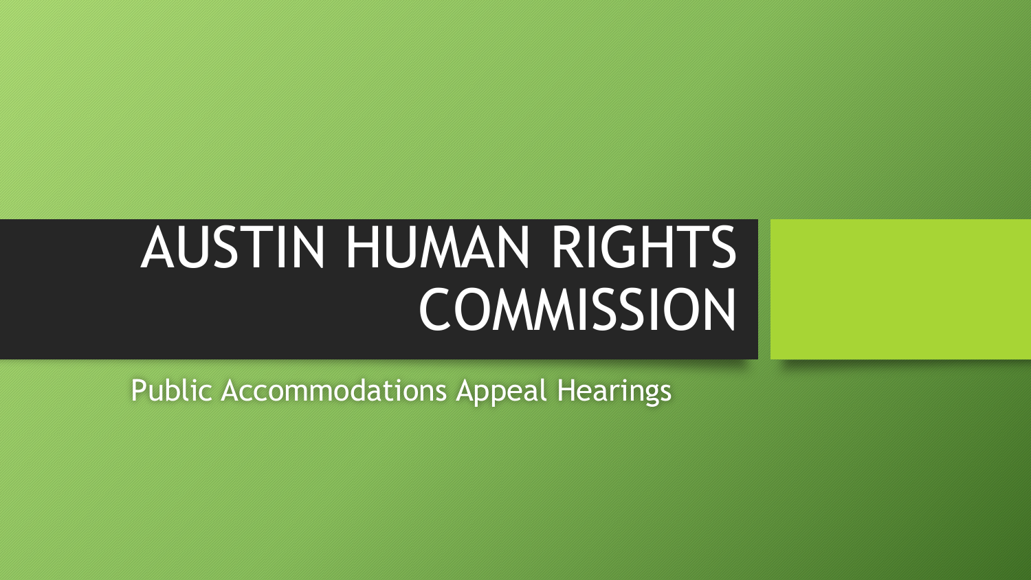# AUSTIN HUMAN RIGHTS COMMISSION

Public Accommodations Appeal Hearings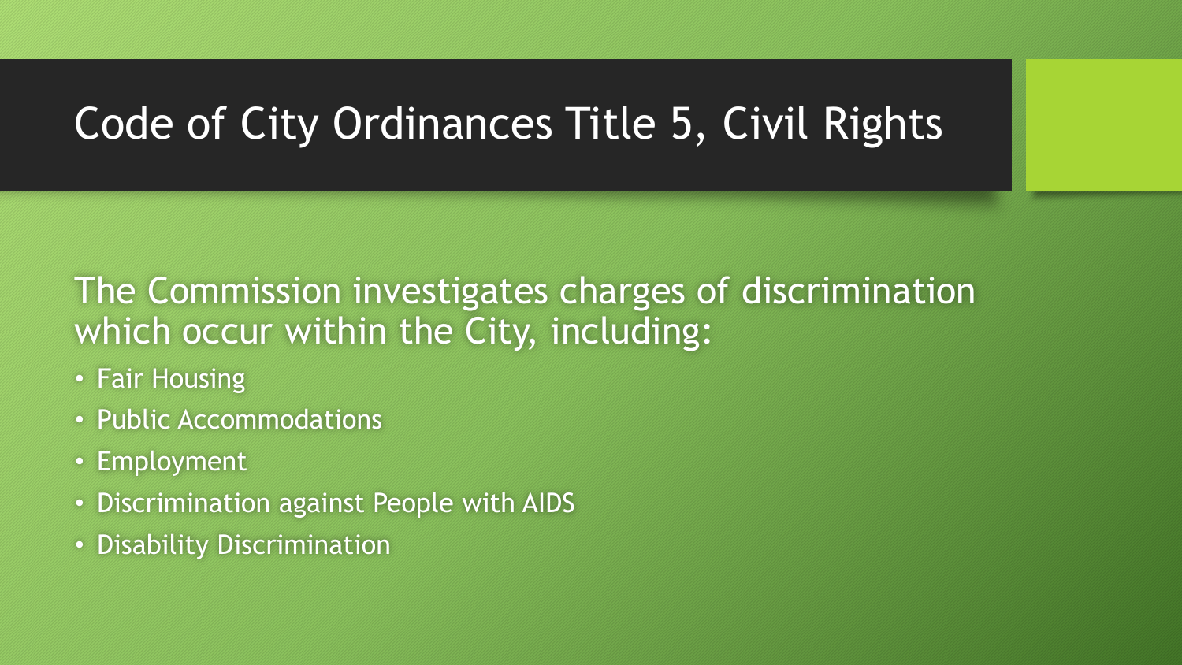# Code of City Ordinances Title 5, Civil Rights

The Commission investigates charges of discrimination which occur within the City, including:

- Fair Housing
- Public Accommodations
- Employment
- Discrimination against People with AIDS
- Disability Discrimination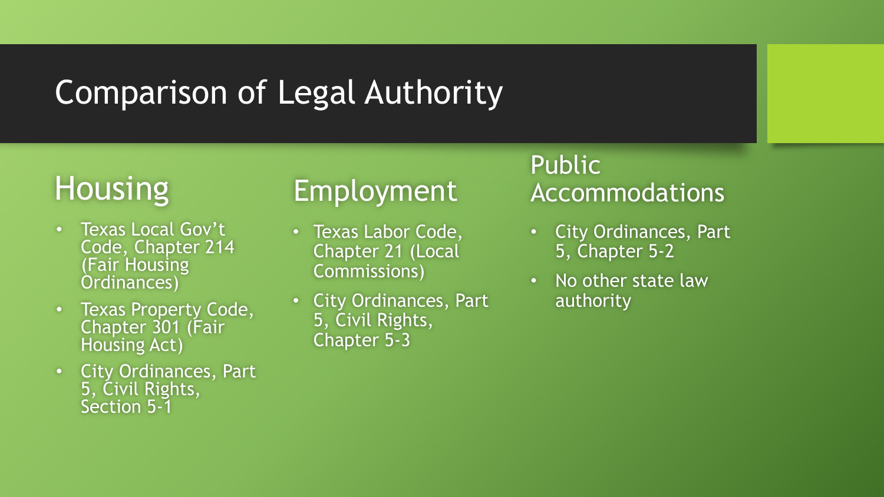# Comparison of Legal Authority

## Housing

- Texas Local Gov't Code, Chapter 214 (Fair Housing Ordinances)
- Texas Property Code, Chapter 301 (Fair Housing Act)
- City Ordinances, Part 5, Civil Rights, Section 5-1

## Employment

- Texas Labor Code, Chapter 21 (Local Commissions)
- City Ordinances, Part 5, Civil Rights, Chapter 5-3

## Public Accommodations

- City Ordinances, Part 5, Chapter 5-2
- No other state law authority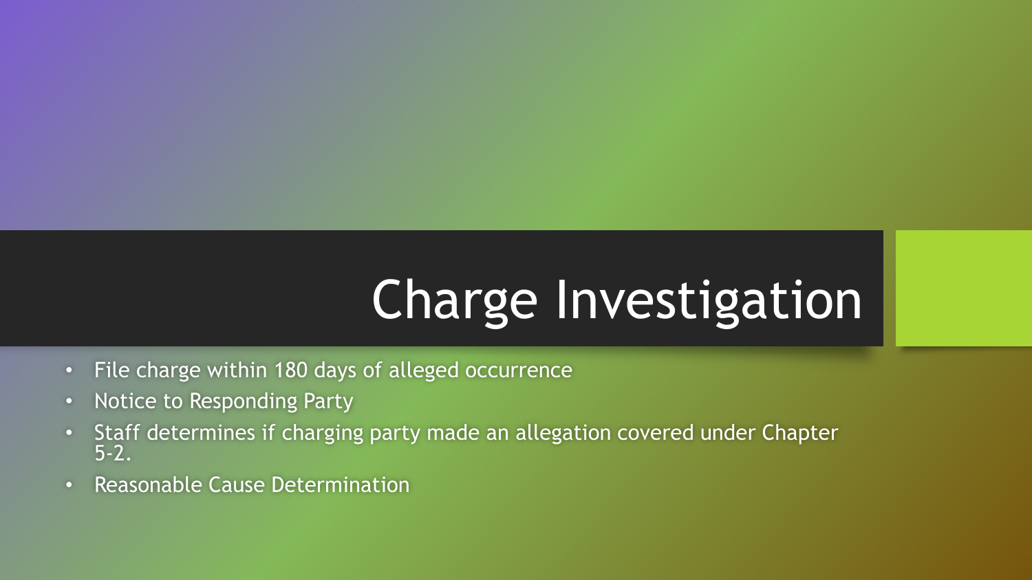# Charge Investigation

- File charge within 180 days of alleged occurrence
- Notice to Responding Party
- Staff determines if charging party made an allegation covered under Chapter 5-2.
- Reasonable Cause Determination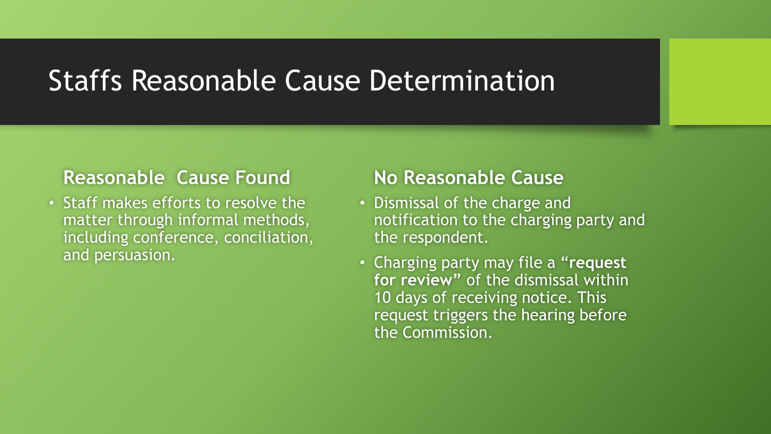# Staffs Reasonable Cause Determination

## Reasonable Cause Found

- Staff makes efforts to resolve the matter through informal methods, including conference, conciliation, and persuasion.

## No Reasonable Cause

- Dismissal of the charge and notification to the charging party and the respondent.
- Charging party may file a "**request for review**" of the dismissal within 10 days of receiving notice. This request triggers the hearing before the Commission.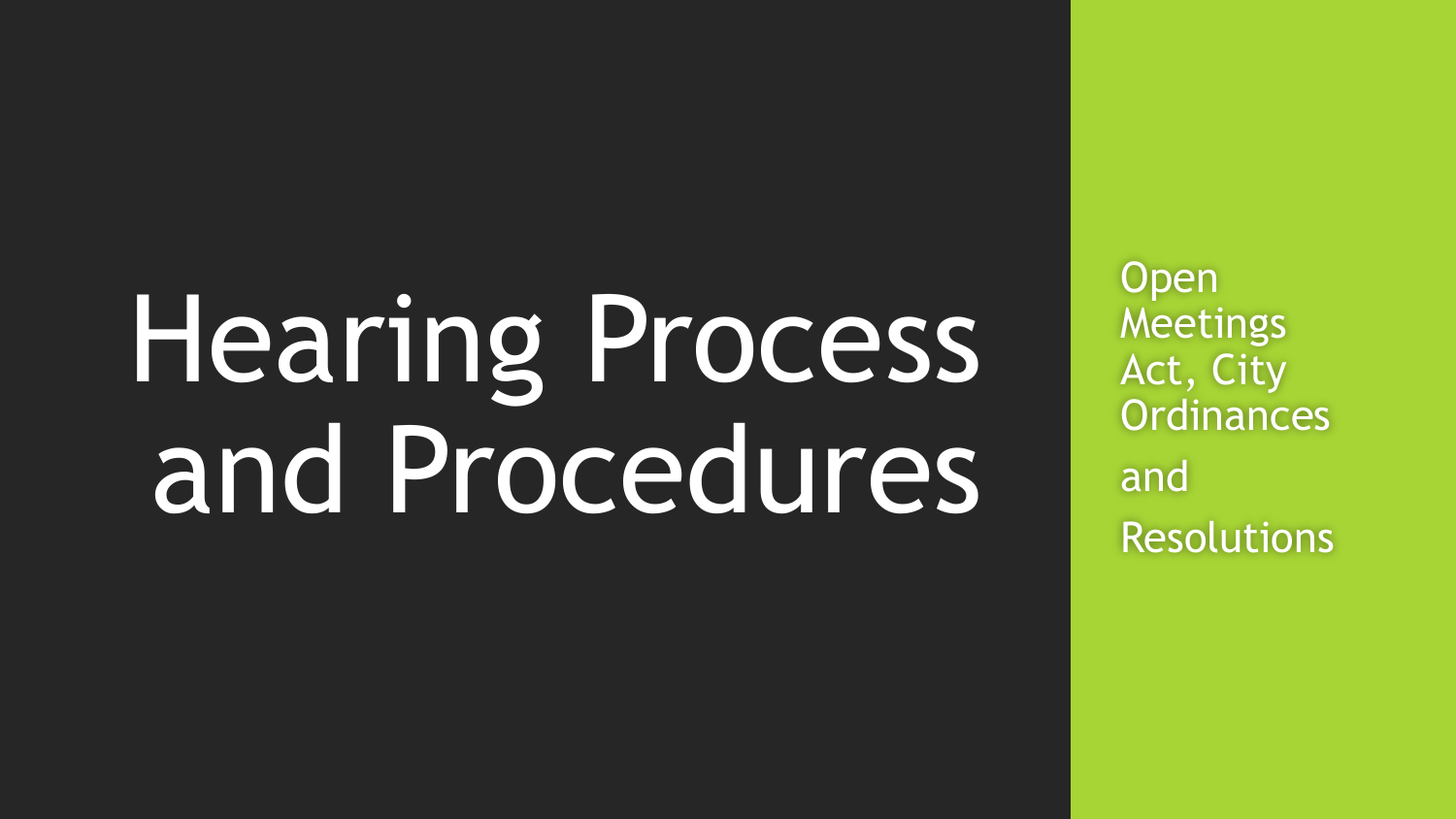# Hearing Process and Procedures

Open Meetings Act, City Ordinances and Resolutions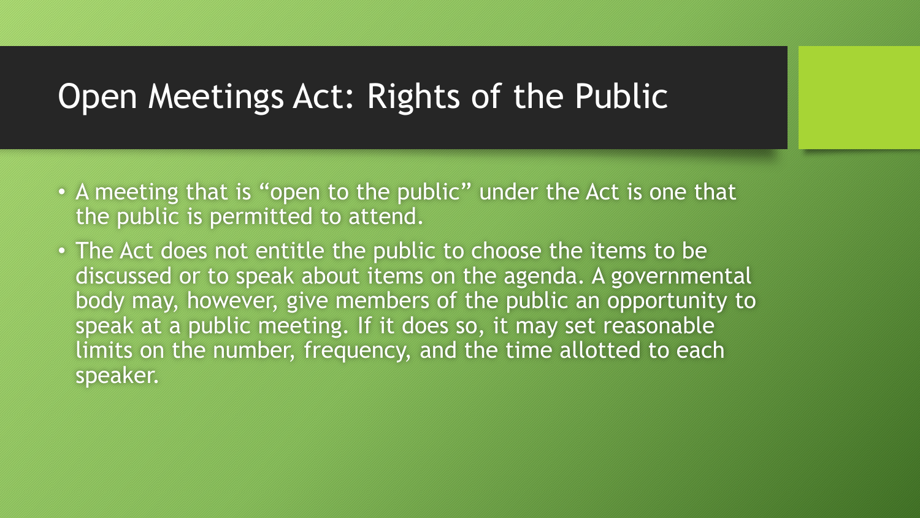# Open Meetings Act: Rights of the Public

- A meeting that is "open to the public" under the Act is one that the public is permitted to attend.
- The Act does not entitle the public to choose the items to be discussed or to speak about items on the agenda. A governmental body may, however, give members of the public an opportunity to speak at a public meeting. If it does so, it may set reasonable limits on the number, frequency, and the time allotted to each speaker.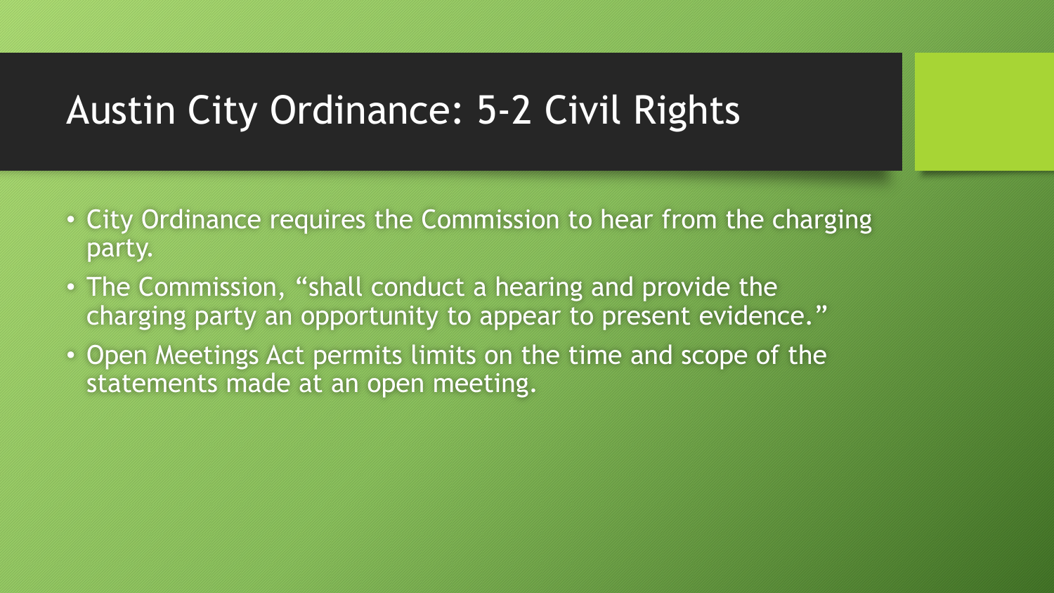# Austin City Ordinance: 5-2 Civil Rights

- City Ordinance requires the Commission to hear from the charging party.
- The Commission, "shall conduct a hearing and provide the charging party an opportunity to appear to present evidence."
- Open Meetings Act permits limits on the time and scope of the statements made at an open meeting.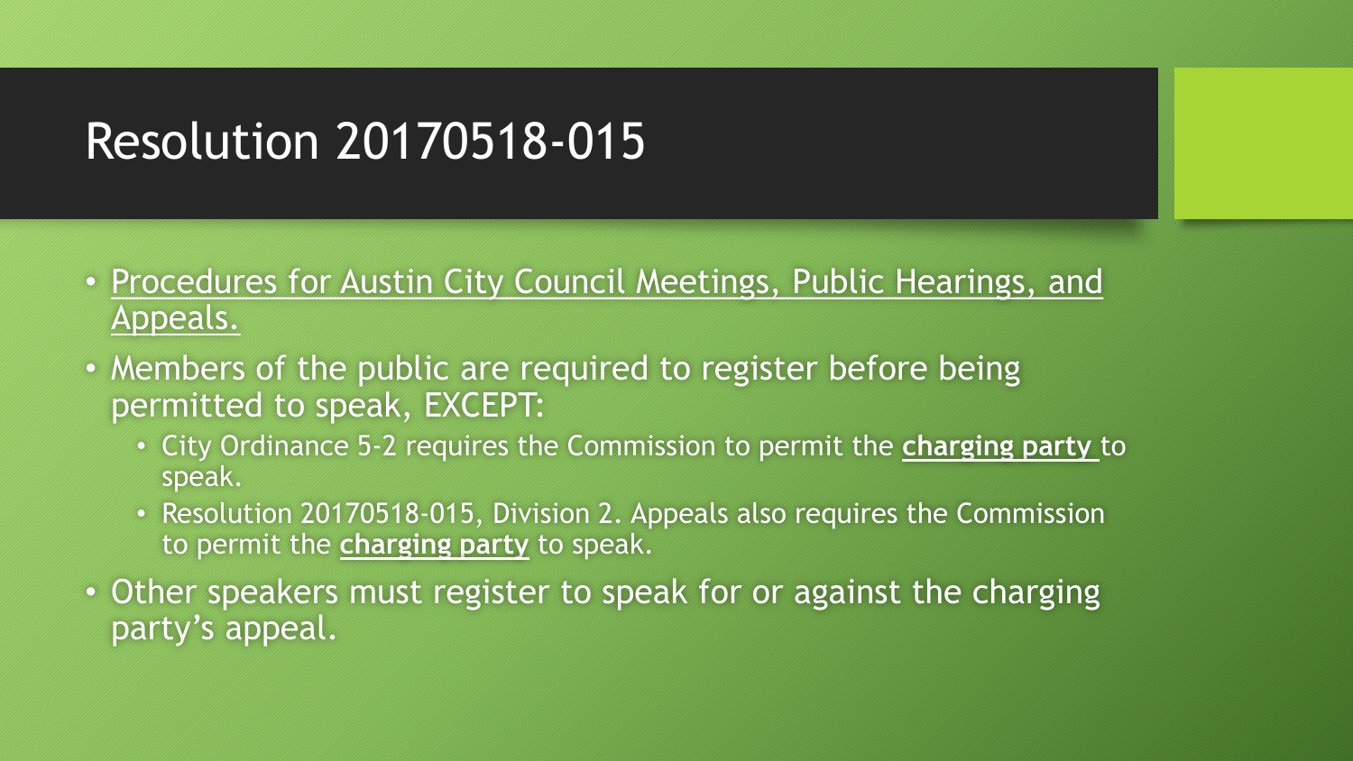# Resolution 20170518-015

- Procedures for Austin City Council Meetings, Public Hearings, and Appeals.
- Members of the public are required to register before being permitted to speak, EXCEPT:
  - City Ordinance 5-2 requires the Commission to permit the **charging party** to speak.
  - Resolution 20170518-015, Division 2. Appeals also requires the Commission to permit the **charging party** to speak.
- Other speakers must register to speak for or against the charging party's appeal.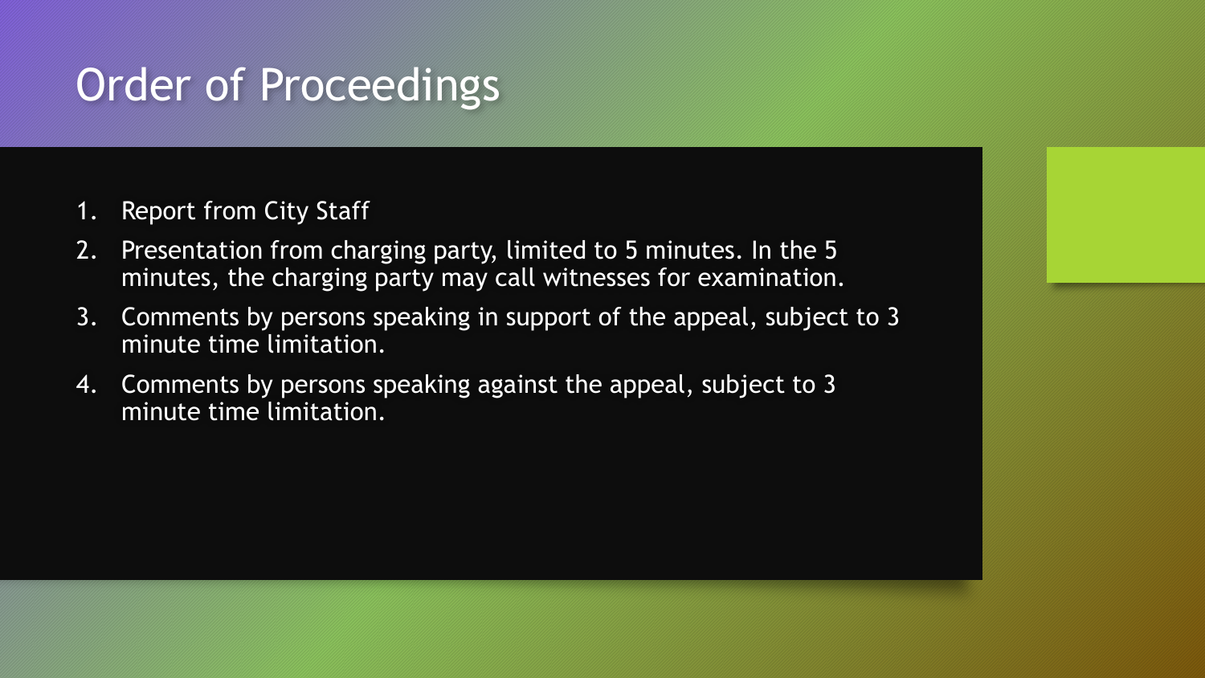# Order of Proceedings

1. Report from City Staff
2. Presentation from charging party, limited to 5 minutes. In the 5 minutes, the charging party may call witnesses for examination.
3. Comments by persons speaking in support of the appeal, subject to 3 minute time limitation.
4. Comments by persons speaking against the appeal, subject to 3 minute time limitation.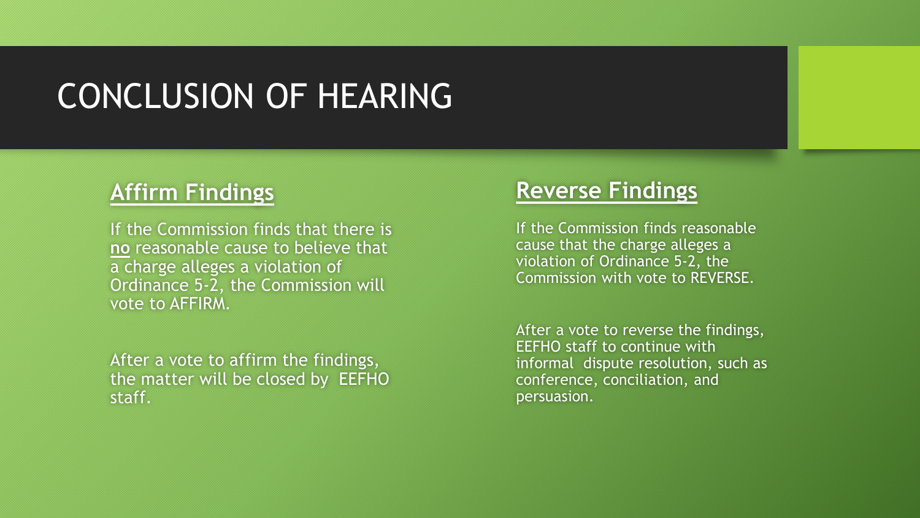# CONCLUSION OF HEARING

## Affirm Findings

If the Commission finds that there is **no** reasonable cause to believe that a charge alleges a violation of Ordinance 5-2, the Commission will vote to AFFIRM.

After a vote to affirm the findings, the matter will be closed by EEFHO staff.

## Reverse Findings

If the Commission finds reasonable cause that the charge alleges a violation of Ordinance 5-2, the Commission with vote to REVERSE.

After a vote to reverse the findings, EEFHO staff to continue with informal dispute resolution, such as conference, conciliation, and persuasion.